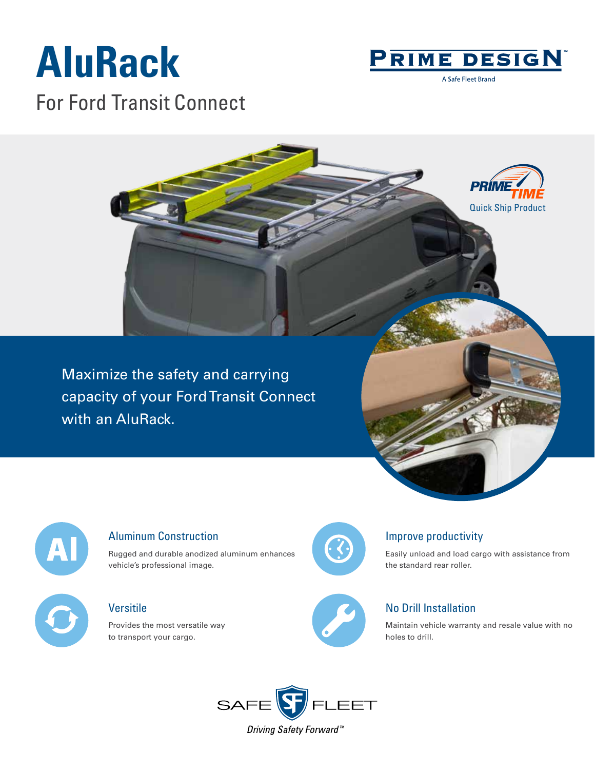# AluRack

## For Ford Transit Connect

PRIME DESIGN™
A Safe Fleet Brand

PRIME TIME
Quick Ship Product

Maximize the safety and carrying capacity of your Ford Transit Connect with an AluRack.

### Aluminum Construction

Rugged and durable anodized aluminum enhances vehicle's professional image.

### Improve productivity

Easily unload and load cargo with assistance from the standard rear roller.

### Versitile

Provides the most versatile way to transport your cargo.

### No Drill Installation

Maintain vehicle warranty and resale value with no holes to drill.

SAFE FLEET
*Driving Safety Forward™*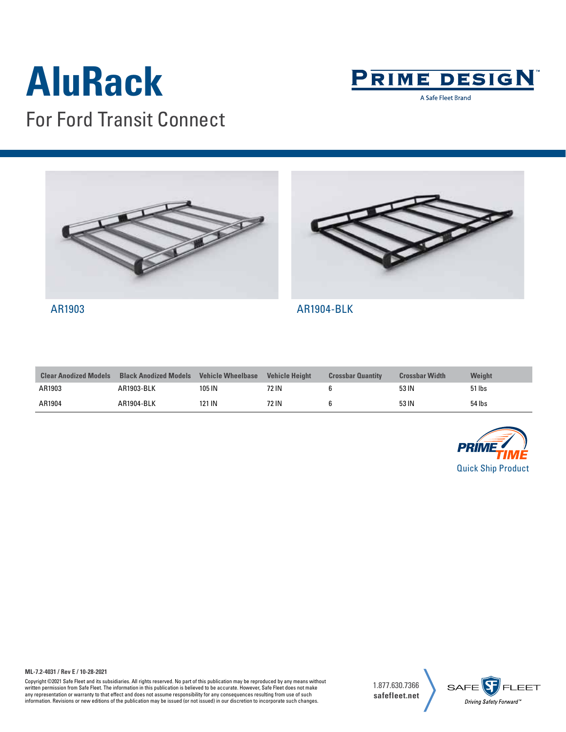# AluRack

## For Ford Transit Connect

PRIME DESIGN
A Safe Fleet Brand

AR1903

AR1904-BLK

| Clear Anodized Models | Black Anodized Models | Vehicle Wheelbase | Vehicle Height | Crossbar Quantity | Crossbar Width | Weight |
|---|---|---|---|---|---|---|
| AR1903 | AR1903-BLK | 105 IN | 72 IN | 6 | 53 IN | 51 lbs |
| AR1904 | AR1904-BLK | 121 IN | 72 IN | 6 | 53 IN | 54 lbs |

PRIME TIME
Quick Ship Product

ML-7.2-4031 / Rev E / 10-28-2021

Copyright ©2021 Safe Fleet and its subsidiaries. All rights reserved. No part of this publication may be reproduced by any means without written permission from Safe Fleet. The information in this publication is believed to be accurate. However, Safe Fleet does not make any representation or warranty to that effect and does not assume responsibility for any consequences resulting from use of such information. Revisions or new editions of the publication may be issued (or not issued) in our discretion to incorporate such changes.

1.877.630.7366
**safefleet.net**

SAFE FLEET
*Driving Safety Forward™*